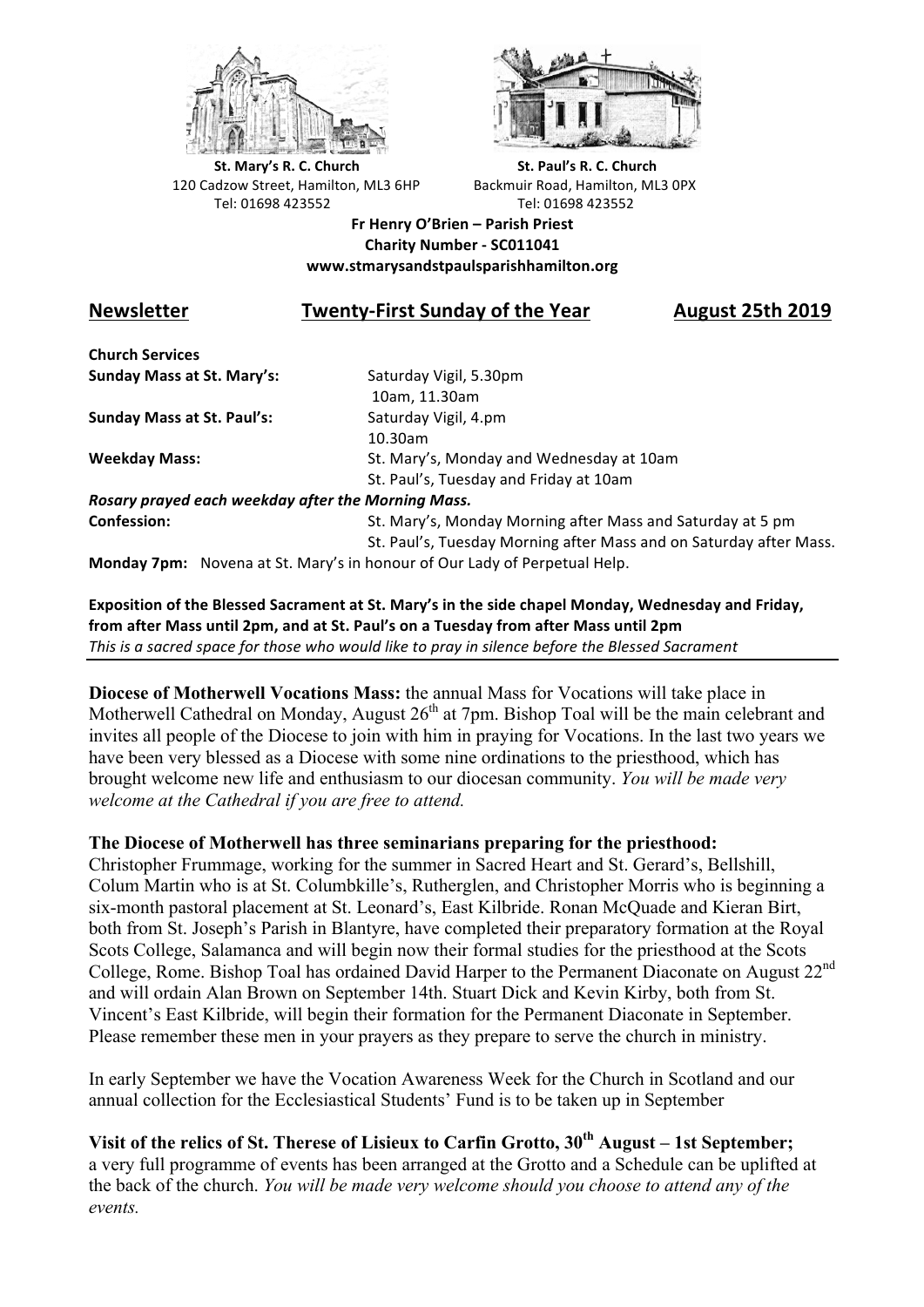**St. Mary's R. C. Church**
120 Cadzow Street, Hamilton, ML3 6HP
Tel: 01698 423552

**St. Paul's R. C. Church**
Backmuir Road, Hamilton, ML3 0PX
Tel: 01698 423552

**Fr Henry O'Brien – Parish Priest**
**Charity Number - SC011041**
**www.stmarysandstpaulsparishhamilton.org**

## Newsletter — Twenty-First Sunday of the Year — August 25th 2019

**Church Services**

| | |
|---|---|
| **Sunday Mass at St. Mary's:** | Saturday Vigil, 5.30pm<br>10am, 11.30am |
| **Sunday Mass at St. Paul's:** | Saturday Vigil, 4.pm<br>10.30am |
| **Weekday Mass:** | St. Mary's, Monday and Wednesday at 10am<br>St. Paul's, Tuesday and Friday at 10am |

***Rosary prayed each weekday after the Morning Mass.***

| | |
|---|---|
| **Confession:** | St. Mary's, Monday Morning after Mass and Saturday at 5 pm<br>St. Paul's, Tuesday Morning after Mass and on Saturday after Mass. |

**Monday 7pm:** Novena at St. Mary's in honour of Our Lady of Perpetual Help.

**Exposition of the Blessed Sacrament at St. Mary's in the side chapel Monday, Wednesday and Friday, from after Mass until 2pm, and at St. Paul's on a Tuesday from after Mass until 2pm**
*This is a sacred space for those who would like to pray in silence before the Blessed Sacrament*

---

**Diocese of Motherwell Vocations Mass:** the annual Mass for Vocations will take place in Motherwell Cathedral on Monday, August 26th at 7pm. Bishop Toal will be the main celebrant and invites all people of the Diocese to join with him in praying for Vocations. In the last two years we have been very blessed as a Diocese with some nine ordinations to the priesthood, which has brought welcome new life and enthusiasm to our diocesan community. *You will be made very welcome at the Cathedral if you are free to attend.*

**The Diocese of Motherwell has three seminarians preparing for the priesthood:**
Christopher Frummage, working for the summer in Sacred Heart and St. Gerard's, Bellshill, Colum Martin who is at St. Columbkille's, Rutherglen, and Christopher Morris who is beginning a six-month pastoral placement at St. Leonard's, East Kilbride. Ronan McQuade and Kieran Birt, both from St. Joseph's Parish in Blantyre, have completed their preparatory formation at the Royal Scots College, Salamanca and will begin now their formal studies for the priesthood at the Scots College, Rome. Bishop Toal has ordained David Harper to the Permanent Diaconate on August 22nd and will ordain Alan Brown on September 14th. Stuart Dick and Kevin Kirby, both from St. Vincent's East Kilbride, will begin their formation for the Permanent Diaconate in September. Please remember these men in your prayers as they prepare to serve the church in ministry.

In early September we have the Vocation Awareness Week for the Church in Scotland and our annual collection for the Ecclesiastical Students' Fund is to be taken up in September

**Visit of the relics of St. Therese of Lisieux to Carfin Grotto, 30th August – 1st September;** a very full programme of events has been arranged at the Grotto and a Schedule can be uplifted at the back of the church. *You will be made very welcome should you choose to attend any of the events.*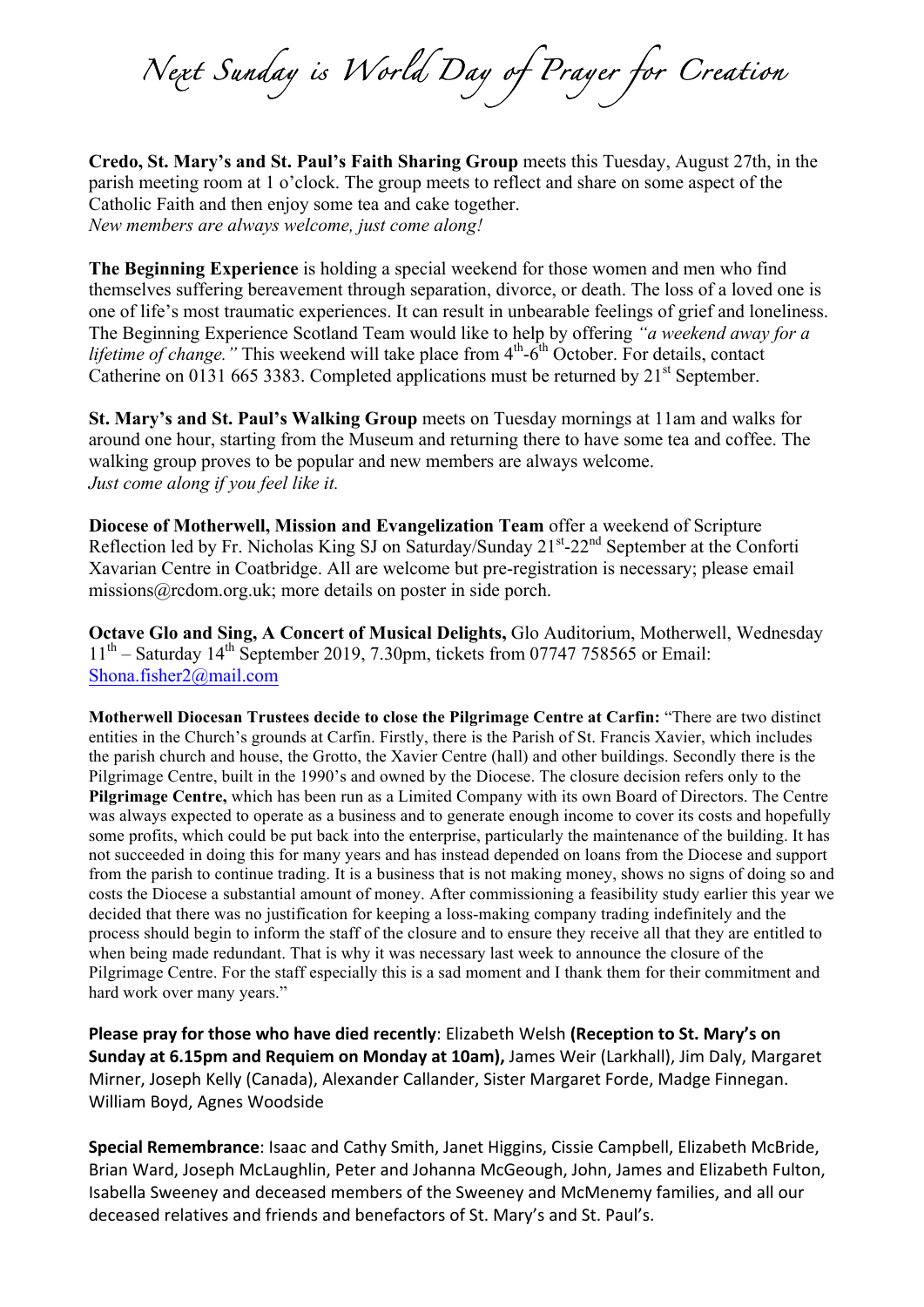# *Next Sunday is World Day of Prayer for Creation*

**Credo, St. Mary's and St. Paul's Faith Sharing Group** meets this Tuesday, August 27th, in the parish meeting room at 1 o'clock. The group meets to reflect and share on some aspect of the Catholic Faith and then enjoy some tea and cake together.
*New members are always welcome, just come along!*

**The Beginning Experience** is holding a special weekend for those women and men who find themselves suffering bereavement through separation, divorce, or death. The loss of a loved one is one of life's most traumatic experiences. It can result in unbearable feelings of grief and loneliness. The Beginning Experience Scotland Team would like to help by offering *"a weekend away for a lifetime of change."* This weekend will take place from 4th-6th October. For details, contact Catherine on 0131 665 3383. Completed applications must be returned by 21st September.

**St. Mary's and St. Paul's Walking Group** meets on Tuesday mornings at 11am and walks for around one hour, starting from the Museum and returning there to have some tea and coffee. The walking group proves to be popular and new members are always welcome.
*Just come along if you feel like it.*

**Diocese of Motherwell, Mission and Evangelization Team** offer a weekend of Scripture Reflection led by Fr. Nicholas King SJ on Saturday/Sunday 21st-22nd September at the Conforti Xavarian Centre in Coatbridge. All are welcome but pre-registration is necessary; please email missions@rcdom.org.uk; more details on poster in side porch.

**Octave Glo and Sing, A Concert of Musical Delights,** Glo Auditorium, Motherwell, Wednesday 11th – Saturday 14th September 2019, 7.30pm, tickets from 07747 758565 or Email: Shona.fisher2@mail.com

**Motherwell Diocesan Trustees decide to close the Pilgrimage Centre at Carfin:** "There are two distinct entities in the Church's grounds at Carfin. Firstly, there is the Parish of St. Francis Xavier, which includes the parish church and house, the Grotto, the Xavier Centre (hall) and other buildings. Secondly there is the Pilgrimage Centre, built in the 1990's and owned by the Diocese. The closure decision refers only to the **Pilgrimage Centre,** which has been run as a Limited Company with its own Board of Directors. The Centre was always expected to operate as a business and to generate enough income to cover its costs and hopefully some profits, which could be put back into the enterprise, particularly the maintenance of the building. It has not succeeded in doing this for many years and has instead depended on loans from the Diocese and support from the parish to continue trading. It is a business that is not making money, shows no signs of doing so and costs the Diocese a substantial amount of money. After commissioning a feasibility study earlier this year we decided that there was no justification for keeping a loss-making company trading indefinitely and the process should begin to inform the staff of the closure and to ensure they receive all that they are entitled to when being made redundant. That is why it was necessary last week to announce the closure of the Pilgrimage Centre. For the staff especially this is a sad moment and I thank them for their commitment and hard work over many years."

**Please pray for those who have died recently**: Elizabeth Welsh **(Reception to St. Mary's on Sunday at 6.15pm and Requiem on Monday at 10am),** James Weir (Larkhall), Jim Daly, Margaret Mirner, Joseph Kelly (Canada), Alexander Callander, Sister Margaret Forde, Madge Finnegan. William Boyd, Agnes Woodside

**Special Remembrance**: Isaac and Cathy Smith, Janet Higgins, Cissie Campbell, Elizabeth McBride, Brian Ward, Joseph McLaughlin, Peter and Johanna McGeough, John, James and Elizabeth Fulton, Isabella Sweeney and deceased members of the Sweeney and McMenemy families, and all our deceased relatives and friends and benefactors of St. Mary's and St. Paul's.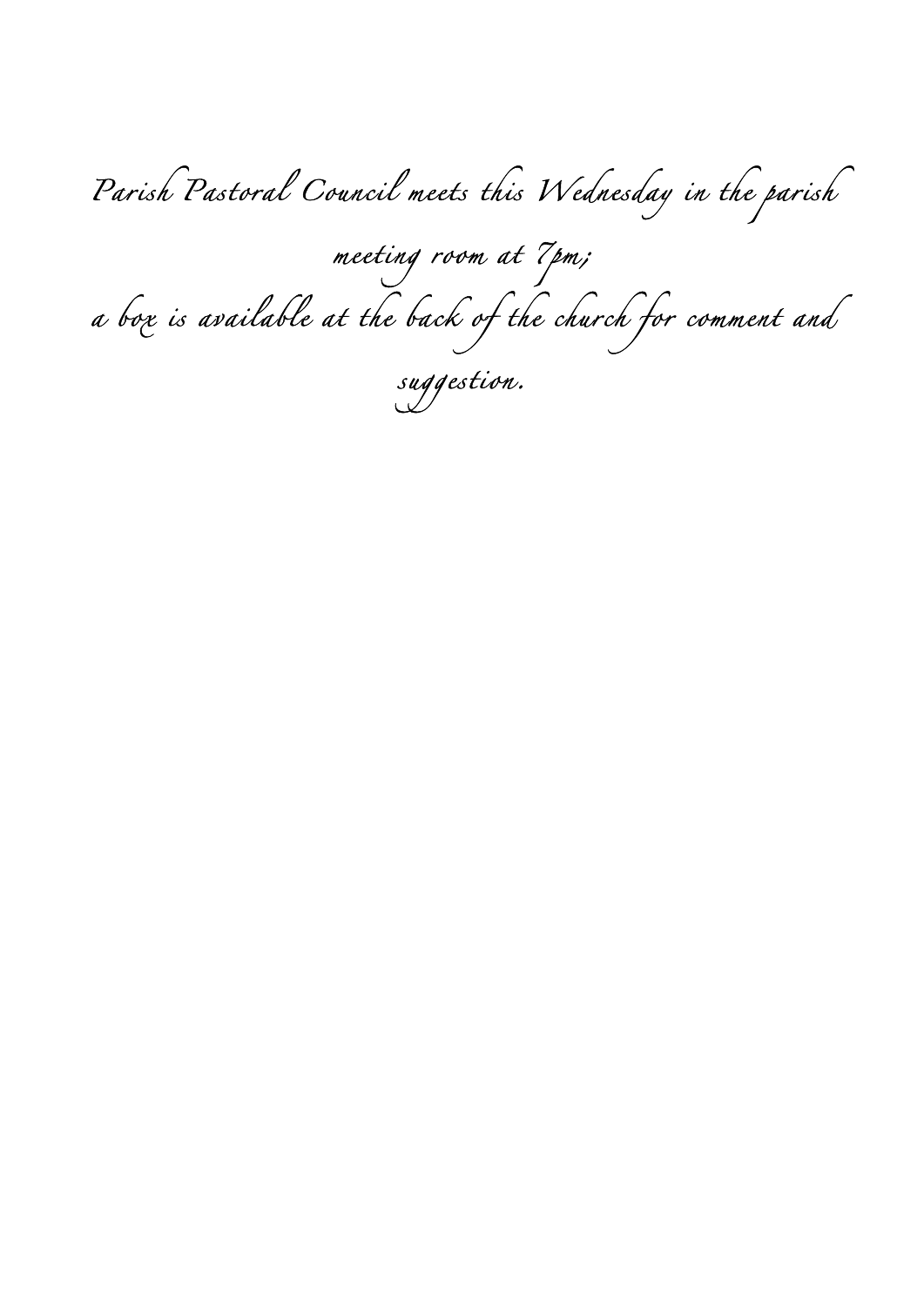*Parish Pastoral Council meets this Wednesday in the parish meeting room at 7pm;*
*a box is available at the back of the church for comment and suggestion.*